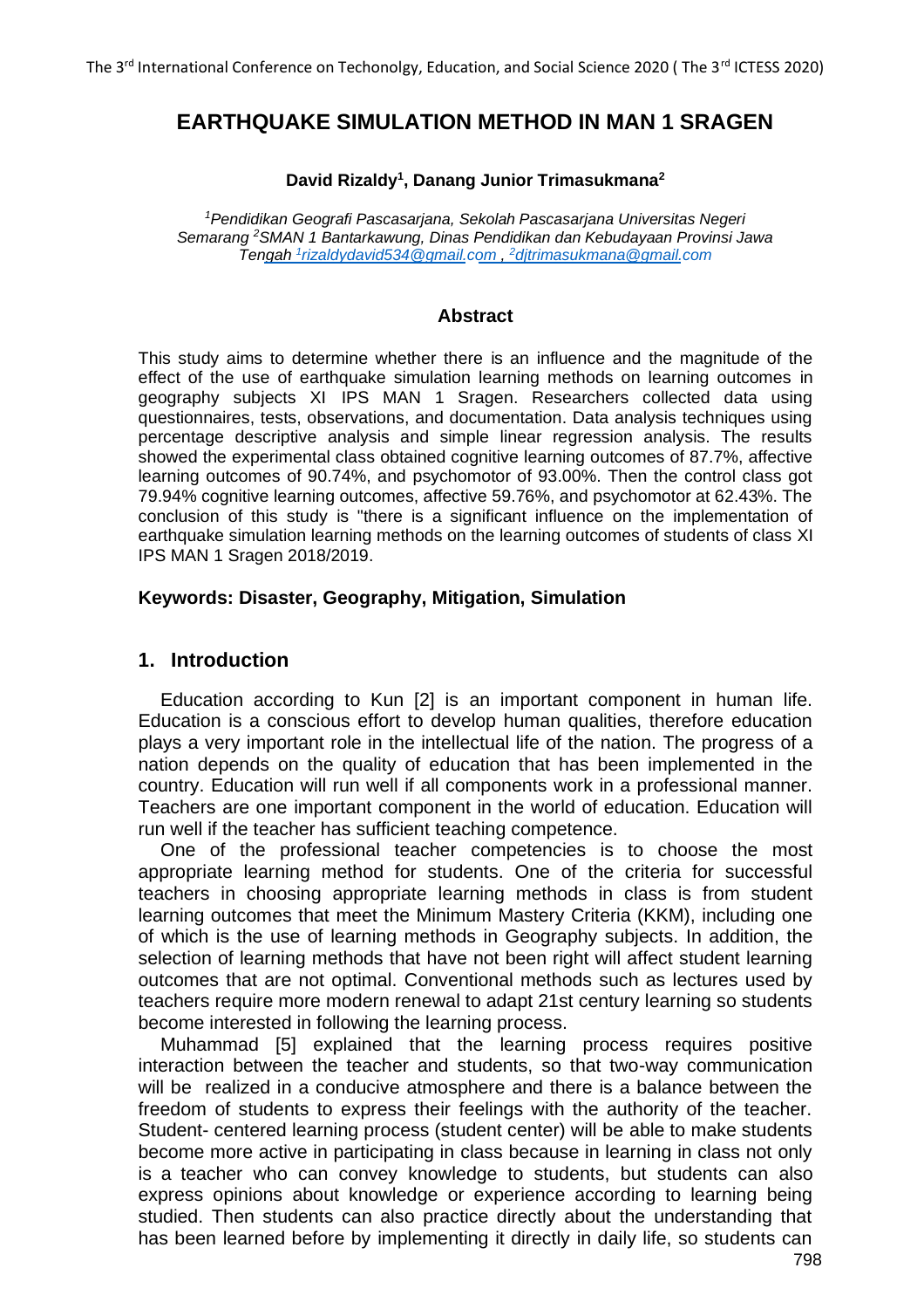# EARTHQUAKE SIMULATION METHOD IN MAN 1 SRAGEN

**David Rizaldy[1], Danang Junior Trimasukmana[2]**

*[1]Pendidikan Geografi Pascasarjana, Sekolah Pascasarjana Universitas Negeri Semarang [2]SMAN 1 Bantarkawung, Dinas Pendidikan dan Kebudayaan Provinsi Jawa Tengah [1]rizaldydavid534@gmail.com , [2]djtrimasukmana@gmail.com*

## Abstract

This study aims to determine whether there is an influence and the magnitude of the effect of the use of earthquake simulation learning methods on learning outcomes in geography subjects XI IPS MAN 1 Sragen. Researchers collected data using questionnaires, tests, observations, and documentation. Data analysis techniques using percentage descriptive analysis and simple linear regression analysis. The results showed the experimental class obtained cognitive learning outcomes of 87.7%, affective learning outcomes of 90.74%, and psychomotor of 93.00%. Then the control class got 79.94% cognitive learning outcomes, affective 59.76%, and psychomotor at 62.43%. The conclusion of this study is "there is a significant influence on the implementation of earthquake simulation learning methods on the learning outcomes of students of class XI IPS MAN 1 Sragen 2018/2019.

**Keywords: Disaster, Geography, Mitigation, Simulation**

## 1. Introduction

Education according to Kun [2] is an important component in human life. Education is a conscious effort to develop human qualities, therefore education plays a very important role in the intellectual life of the nation. The progress of a nation depends on the quality of education that has been implemented in the country. Education will run well if all components work in a professional manner. Teachers are one important component in the world of education. Education will run well if the teacher has sufficient teaching competence.

One of the professional teacher competencies is to choose the most appropriate learning method for students. One of the criteria for successful teachers in choosing appropriate learning methods in class is from student learning outcomes that meet the Minimum Mastery Criteria (KKM), including one of which is the use of learning methods in Geography subjects. In addition, the selection of learning methods that have not been right will affect student learning outcomes that are not optimal. Conventional methods such as lectures used by teachers require more modern renewal to adapt 21st century learning so students become interested in following the learning process.

Muhammad [5] explained that the learning process requires positive interaction between the teacher and students, so that two-way communication will be realized in a conducive atmosphere and there is a balance between the freedom of students to express their feelings with the authority of the teacher. Student- centered learning process (student center) will be able to make students become more active in participating in class because in learning in class not only is a teacher who can convey knowledge to students, but students can also express opinions about knowledge or experience according to learning being studied. Then students can also practice directly about the understanding that has been learned before by implementing it directly in daily life, so students can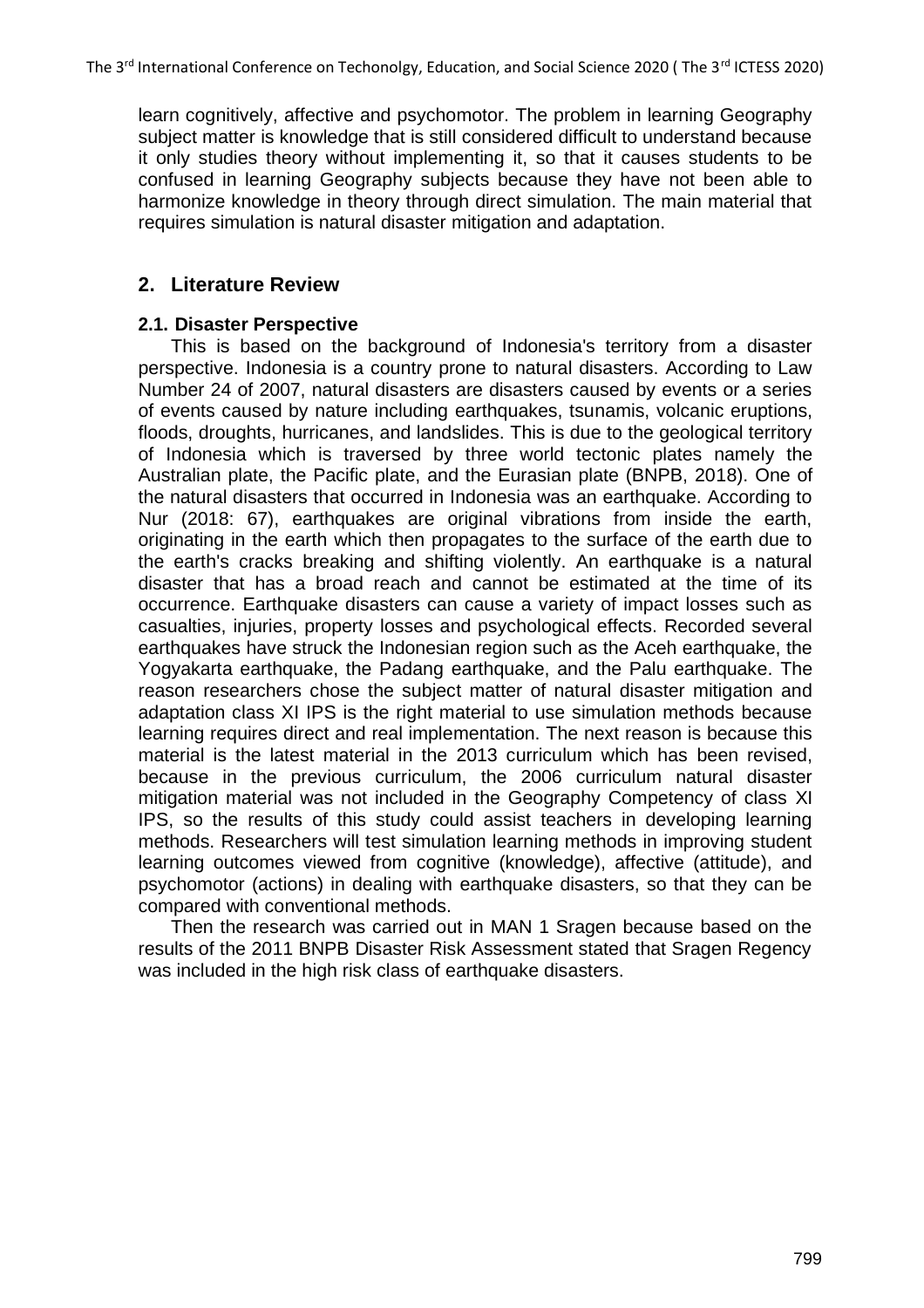learn cognitively, affective and psychomotor. The problem in learning Geography subject matter is knowledge that is still considered difficult to understand because it only studies theory without implementing it, so that it causes students to be confused in learning Geography subjects because they have not been able to harmonize knowledge in theory through direct simulation. The main material that requires simulation is natural disaster mitigation and adaptation.

## 2. Literature Review

### 2.1. Disaster Perspective

This is based on the background of Indonesia's territory from a disaster perspective. Indonesia is a country prone to natural disasters. According to Law Number 24 of 2007, natural disasters are disasters caused by events or a series of events caused by nature including earthquakes, tsunamis, volcanic eruptions, floods, droughts, hurricanes, and landslides. This is due to the geological territory of Indonesia which is traversed by three world tectonic plates namely the Australian plate, the Pacific plate, and the Eurasian plate (BNPB, 2018). One of the natural disasters that occurred in Indonesia was an earthquake. According to Nur (2018: 67), earthquakes are original vibrations from inside the earth, originating in the earth which then propagates to the surface of the earth due to the earth's cracks breaking and shifting violently. An earthquake is a natural disaster that has a broad reach and cannot be estimated at the time of its occurrence. Earthquake disasters can cause a variety of impact losses such as casualties, injuries, property losses and psychological effects. Recorded several earthquakes have struck the Indonesian region such as the Aceh earthquake, the Yogyakarta earthquake, the Padang earthquake, and the Palu earthquake. The reason researchers chose the subject matter of natural disaster mitigation and adaptation class XI IPS is the right material to use simulation methods because learning requires direct and real implementation. The next reason is because this material is the latest material in the 2013 curriculum which has been revised, because in the previous curriculum, the 2006 curriculum natural disaster mitigation material was not included in the Geography Competency of class XI IPS, so the results of this study could assist teachers in developing learning methods. Researchers will test simulation learning methods in improving student learning outcomes viewed from cognitive (knowledge), affective (attitude), and psychomotor (actions) in dealing with earthquake disasters, so that they can be compared with conventional methods.

Then the research was carried out in MAN 1 Sragen because based on the results of the 2011 BNPB Disaster Risk Assessment stated that Sragen Regency was included in the high risk class of earthquake disasters.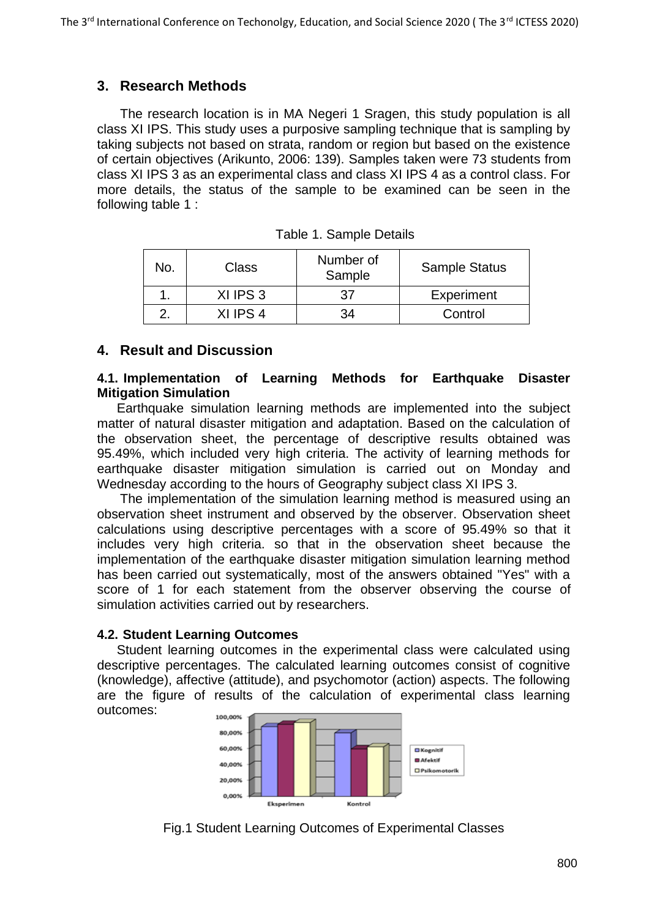## 3. Research Methods

The research location is in MA Negeri 1 Sragen, this study population is all class XI IPS. This study uses a purposive sampling technique that is sampling by taking subjects not based on strata, random or region but based on the existence of certain objectives (Arikunto, 2006: 139). Samples taken were 73 students from class XI IPS 3 as an experimental class and class XI IPS 4 as a control class. For more details, the status of the sample to be examined can be seen in the following table 1 :

Table 1. Sample Details

| No. | Class | Number of Sample | Sample Status |
|---|---|---|---|
| 1. | XI IPS 3 | 37 | Experiment |
| 2. | XI IPS 4 | 34 | Control |

## 4. Result and Discussion

### 4.1. Implementation of Learning Methods for Earthquake Disaster Mitigation Simulation

Earthquake simulation learning methods are implemented into the subject matter of natural disaster mitigation and adaptation. Based on the calculation of the observation sheet, the percentage of descriptive results obtained was 95.49%, which included very high criteria. The activity of learning methods for earthquake disaster mitigation simulation is carried out on Monday and Wednesday according to the hours of Geography subject class XI IPS 3.

The implementation of the simulation learning method is measured using an observation sheet instrument and observed by the observer. Observation sheet calculations using descriptive percentages with a score of 95.49% so that it includes very high criteria. so that in the observation sheet because the implementation of the earthquake disaster mitigation simulation learning method has been carried out systematically, most of the answers obtained "Yes" with a score of 1 for each statement from the observer observing the course of simulation activities carried out by researchers.

### 4.2. Student Learning Outcomes

Student learning outcomes in the experimental class were calculated using descriptive percentages. The calculated learning outcomes consist of cognitive (knowledge), affective (attitude), and psychomotor (action) aspects. The following are the figure of results of the calculation of experimental class learning outcomes:

Fig.1 Student Learning Outcomes of Experimental Classes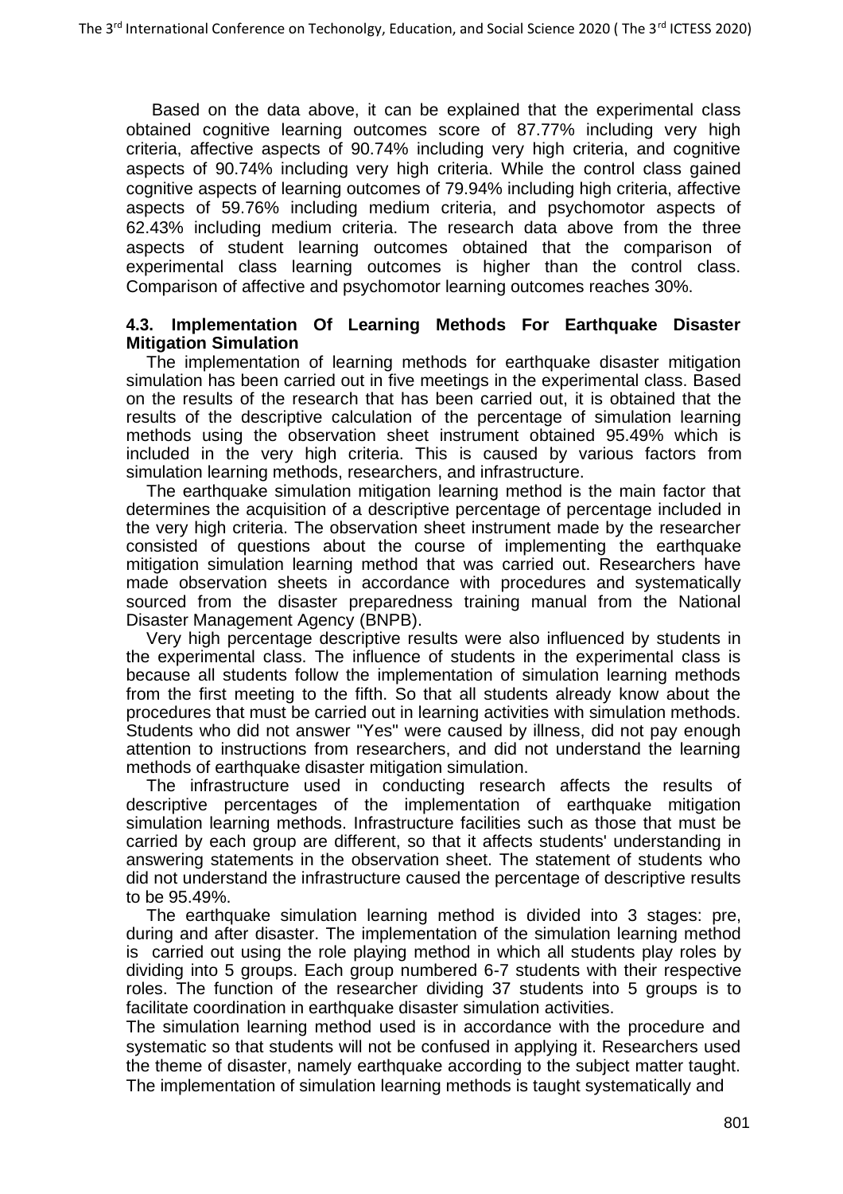Based on the data above, it can be explained that the experimental class obtained cognitive learning outcomes score of 87.77% including very high criteria, affective aspects of 90.74% including very high criteria, and cognitive aspects of 90.74% including very high criteria. While the control class gained cognitive aspects of learning outcomes of 79.94% including high criteria, affective aspects of 59.76% including medium criteria, and psychomotor aspects of 62.43% including medium criteria. The research data above from the three aspects of student learning outcomes obtained that the comparison of experimental class learning outcomes is higher than the control class. Comparison of affective and psychomotor learning outcomes reaches 30%.

### 4.3. Implementation Of Learning Methods For Earthquake Disaster Mitigation Simulation

The implementation of learning methods for earthquake disaster mitigation simulation has been carried out in five meetings in the experimental class. Based on the results of the research that has been carried out, it is obtained that the results of the descriptive calculation of the percentage of simulation learning methods using the observation sheet instrument obtained 95.49% which is included in the very high criteria. This is caused by various factors from simulation learning methods, researchers, and infrastructure.

The earthquake simulation mitigation learning method is the main factor that determines the acquisition of a descriptive percentage of percentage included in the very high criteria. The observation sheet instrument made by the researcher consisted of questions about the course of implementing the earthquake mitigation simulation learning method that was carried out. Researchers have made observation sheets in accordance with procedures and systematically sourced from the disaster preparedness training manual from the National Disaster Management Agency (BNPB).

Very high percentage descriptive results were also influenced by students in the experimental class. The influence of students in the experimental class is because all students follow the implementation of simulation learning methods from the first meeting to the fifth. So that all students already know about the procedures that must be carried out in learning activities with simulation methods. Students who did not answer "Yes" were caused by illness, did not pay enough attention to instructions from researchers, and did not understand the learning methods of earthquake disaster mitigation simulation.

The infrastructure used in conducting research affects the results of descriptive percentages of the implementation of earthquake mitigation simulation learning methods. Infrastructure facilities such as those that must be carried by each group are different, so that it affects students' understanding in answering statements in the observation sheet. The statement of students who did not understand the infrastructure caused the percentage of descriptive results to be 95.49%.

The earthquake simulation learning method is divided into 3 stages: pre, during and after disaster. The implementation of the simulation learning method is carried out using the role playing method in which all students play roles by dividing into 5 groups. Each group numbered 6-7 students with their respective roles. The function of the researcher dividing 37 students into 5 groups is to facilitate coordination in earthquake disaster simulation activities.

The simulation learning method used is in accordance with the procedure and systematic so that students will not be confused in applying it. Researchers used the theme of disaster, namely earthquake according to the subject matter taught. The implementation of simulation learning methods is taught systematically and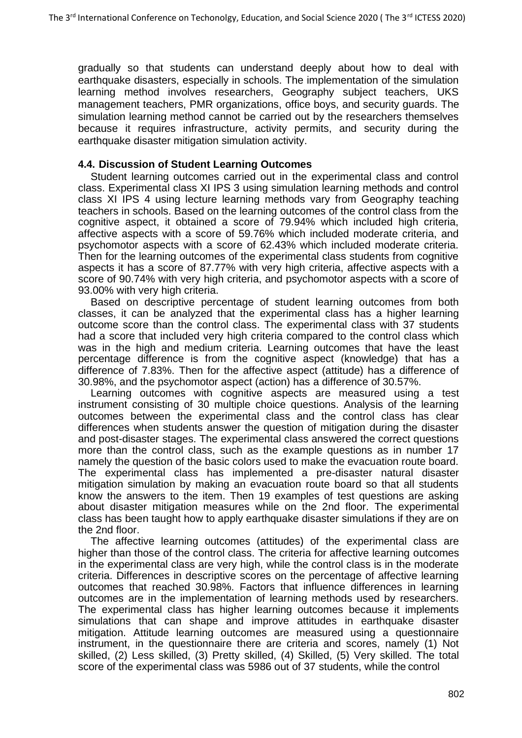gradually so that students can understand deeply about how to deal with earthquake disasters, especially in schools. The implementation of the simulation learning method involves researchers, Geography subject teachers, UKS management teachers, PMR organizations, office boys, and security guards. The simulation learning method cannot be carried out by the researchers themselves because it requires infrastructure, activity permits, and security during the earthquake disaster mitigation simulation activity.

### 4.4. Discussion of Student Learning Outcomes

Student learning outcomes carried out in the experimental class and control class. Experimental class XI IPS 3 using simulation learning methods and control class XI IPS 4 using lecture learning methods vary from Geography teaching teachers in schools. Based on the learning outcomes of the control class from the cognitive aspect, it obtained a score of 79.94% which included high criteria, affective aspects with a score of 59.76% which included moderate criteria, and psychomotor aspects with a score of 62.43% which included moderate criteria. Then for the learning outcomes of the experimental class students from cognitive aspects it has a score of 87.77% with very high criteria, affective aspects with a score of 90.74% with very high criteria, and psychomotor aspects with a score of 93.00% with very high criteria.

Based on descriptive percentage of student learning outcomes from both classes, it can be analyzed that the experimental class has a higher learning outcome score than the control class. The experimental class with 37 students had a score that included very high criteria compared to the control class which was in the high and medium criteria. Learning outcomes that have the least percentage difference is from the cognitive aspect (knowledge) that has a difference of 7.83%. Then for the affective aspect (attitude) has a difference of 30.98%, and the psychomotor aspect (action) has a difference of 30.57%.

Learning outcomes with cognitive aspects are measured using a test instrument consisting of 30 multiple choice questions. Analysis of the learning outcomes between the experimental class and the control class has clear differences when students answer the question of mitigation during the disaster and post-disaster stages. The experimental class answered the correct questions more than the control class, such as the example questions as in number 17 namely the question of the basic colors used to make the evacuation route board. The experimental class has implemented a pre-disaster natural disaster mitigation simulation by making an evacuation route board so that all students know the answers to the item. Then 19 examples of test questions are asking about disaster mitigation measures while on the 2nd floor. The experimental class has been taught how to apply earthquake disaster simulations if they are on the 2nd floor.

The affective learning outcomes (attitudes) of the experimental class are higher than those of the control class. The criteria for affective learning outcomes in the experimental class are very high, while the control class is in the moderate criteria. Differences in descriptive scores on the percentage of affective learning outcomes that reached 30.98%. Factors that influence differences in learning outcomes are in the implementation of learning methods used by researchers. The experimental class has higher learning outcomes because it implements simulations that can shape and improve attitudes in earthquake disaster mitigation. Attitude learning outcomes are measured using a questionnaire instrument, in the questionnaire there are criteria and scores, namely (1) Not skilled, (2) Less skilled, (3) Pretty skilled, (4) Skilled, (5) Very skilled. The total score of the experimental class was 5986 out of 37 students, while the control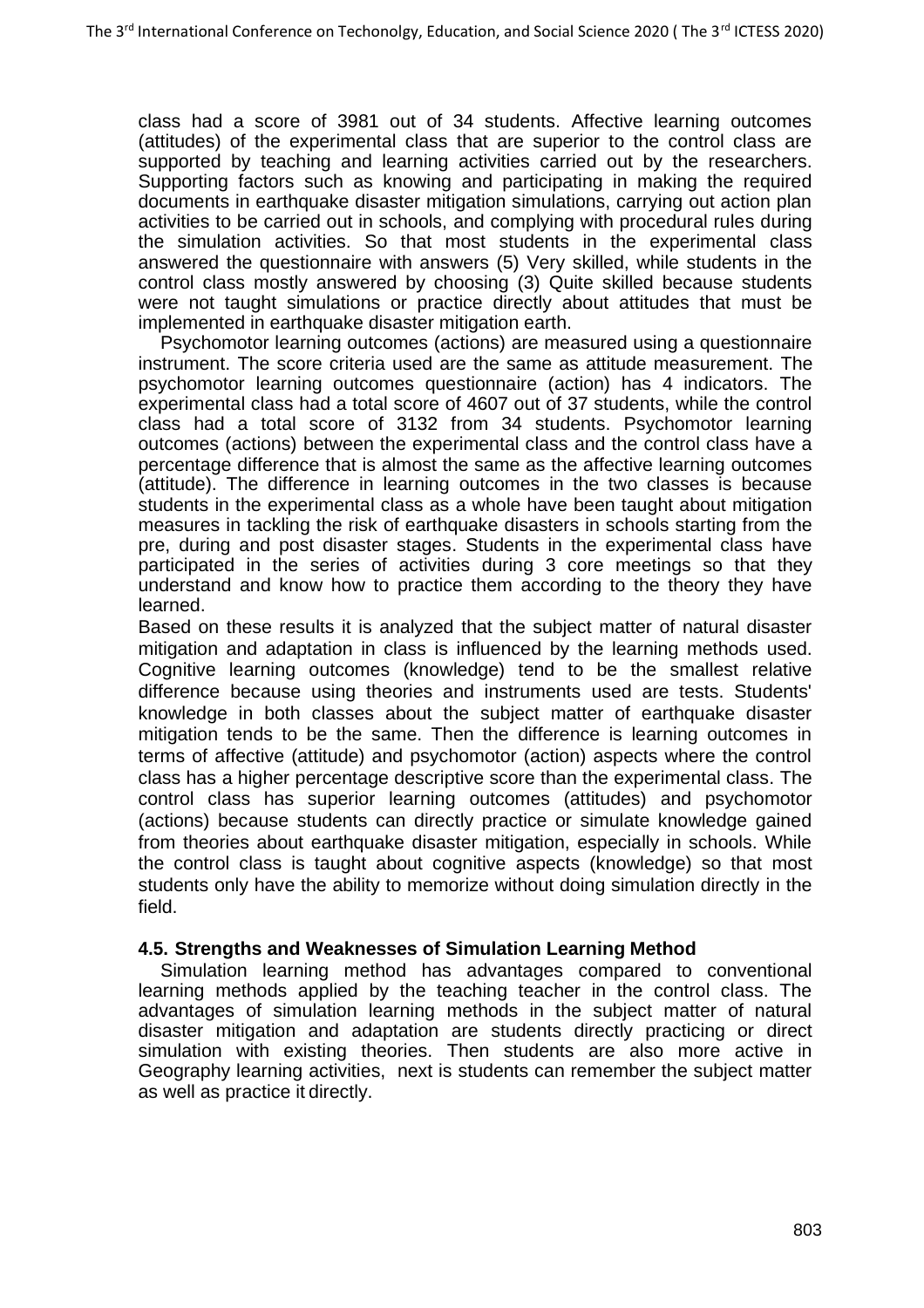class had a score of 3981 out of 34 students. Affective learning outcomes (attitudes) of the experimental class that are superior to the control class are supported by teaching and learning activities carried out by the researchers. Supporting factors such as knowing and participating in making the required documents in earthquake disaster mitigation simulations, carrying out action plan activities to be carried out in schools, and complying with procedural rules during the simulation activities. So that most students in the experimental class answered the questionnaire with answers (5) Very skilled, while students in the control class mostly answered by choosing (3) Quite skilled because students were not taught simulations or practice directly about attitudes that must be implemented in earthquake disaster mitigation earth.

Psychomotor learning outcomes (actions) are measured using a questionnaire instrument. The score criteria used are the same as attitude measurement. The psychomotor learning outcomes questionnaire (action) has 4 indicators. The experimental class had a total score of 4607 out of 37 students, while the control class had a total score of 3132 from 34 students. Psychomotor learning outcomes (actions) between the experimental class and the control class have a percentage difference that is almost the same as the affective learning outcomes (attitude). The difference in learning outcomes in the two classes is because students in the experimental class as a whole have been taught about mitigation measures in tackling the risk of earthquake disasters in schools starting from the pre, during and post disaster stages. Students in the experimental class have participated in the series of activities during 3 core meetings so that they understand and know how to practice them according to the theory they have learned.

Based on these results it is analyzed that the subject matter of natural disaster mitigation and adaptation in class is influenced by the learning methods used. Cognitive learning outcomes (knowledge) tend to be the smallest relative difference because using theories and instruments used are tests. Students' knowledge in both classes about the subject matter of earthquake disaster mitigation tends to be the same. Then the difference is learning outcomes in terms of affective (attitude) and psychomotor (action) aspects where the control class has a higher percentage descriptive score than the experimental class. The control class has superior learning outcomes (attitudes) and psychomotor (actions) because students can directly practice or simulate knowledge gained from theories about earthquake disaster mitigation, especially in schools. While the control class is taught about cognitive aspects (knowledge) so that most students only have the ability to memorize without doing simulation directly in the field.

### 4.5. Strengths and Weaknesses of Simulation Learning Method

Simulation learning method has advantages compared to conventional learning methods applied by the teaching teacher in the control class. The advantages of simulation learning methods in the subject matter of natural disaster mitigation and adaptation are students directly practicing or direct simulation with existing theories. Then students are also more active in Geography learning activities, next is students can remember the subject matter as well as practice it directly.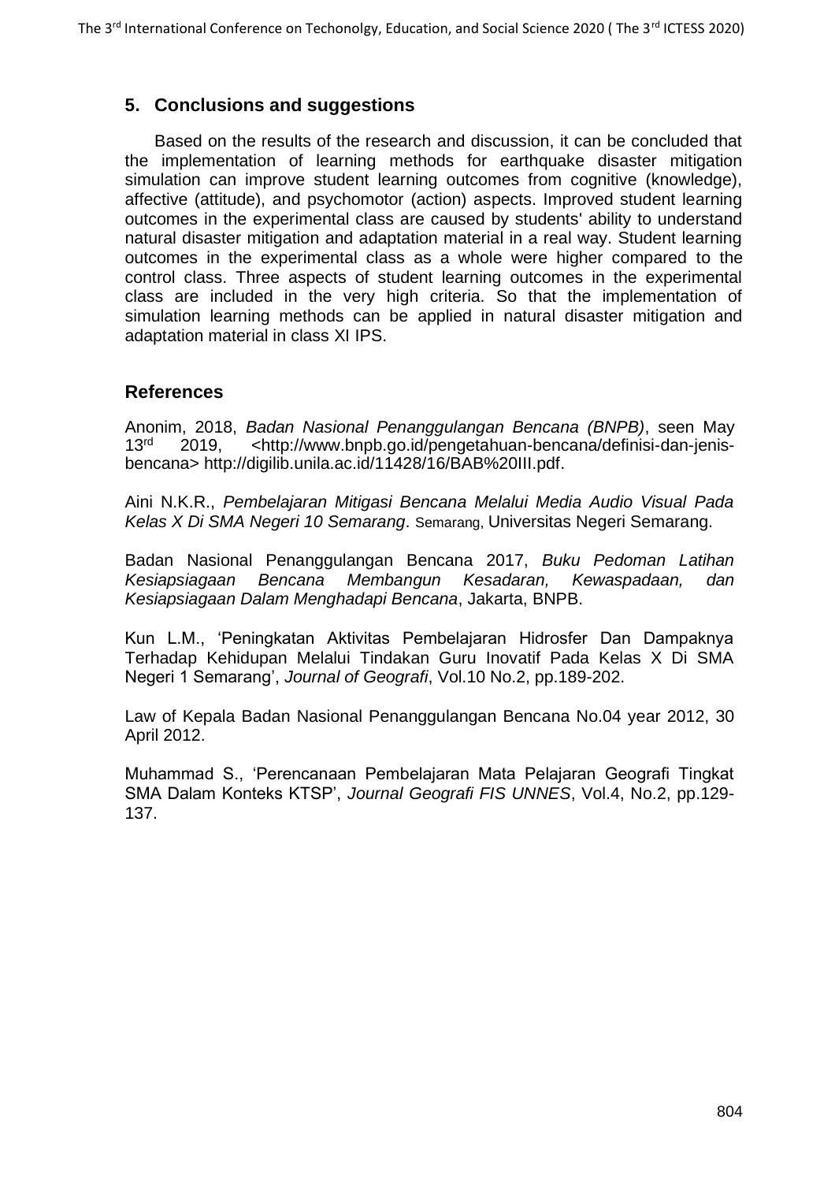## 5. Conclusions and suggestions

Based on the results of the research and discussion, it can be concluded that the implementation of learning methods for earthquake disaster mitigation simulation can improve student learning outcomes from cognitive (knowledge), affective (attitude), and psychomotor (action) aspects. Improved student learning outcomes in the experimental class are caused by students' ability to understand natural disaster mitigation and adaptation material in a real way. Student learning outcomes in the experimental class as a whole were higher compared to the control class. Three aspects of student learning outcomes in the experimental class are included in the very high criteria. So that the implementation of simulation learning methods can be applied in natural disaster mitigation and adaptation material in class XI IPS.

## References

Anonim, 2018, *Badan Nasional Penanggulangan Bencana (BNPB)*, seen May 13rd 2019, <http://www.bnpb.go.id/pengetahuan-bencana/definisi-dan-jenis-bencana> http://digilib.unila.ac.id/11428/16/BAB%20III.pdf.

Aini N.K.R., *Pembelajaran Mitigasi Bencana Melalui Media Audio Visual Pada Kelas X Di SMA Negeri 10 Semarang*. Semarang, Universitas Negeri Semarang.

Badan Nasional Penanggulangan Bencana 2017, *Buku Pedoman Latihan Kesiapsiagaan Bencana Membangun Kesadaran, Kewaspadaan, dan Kesiapsiagaan Dalam Menghadapi Bencana*, Jakarta, BNPB.

Kun L.M., 'Peningkatan Aktivitas Pembelajaran Hidrosfer Dan Dampaknya Terhadap Kehidupan Melalui Tindakan Guru Inovatif Pada Kelas X Di SMA Negeri 1 Semarang', *Journal of Geografi*, Vol.10 No.2, pp.189-202.

Law of Kepala Badan Nasional Penanggulangan Bencana No.04 year 2012, 30 April 2012.

Muhammad S., 'Perencanaan Pembelajaran Mata Pelajaran Geografi Tingkat SMA Dalam Konteks KTSP', *Journal Geografi FIS UNNES*, Vol.4, No.2, pp.129-137.